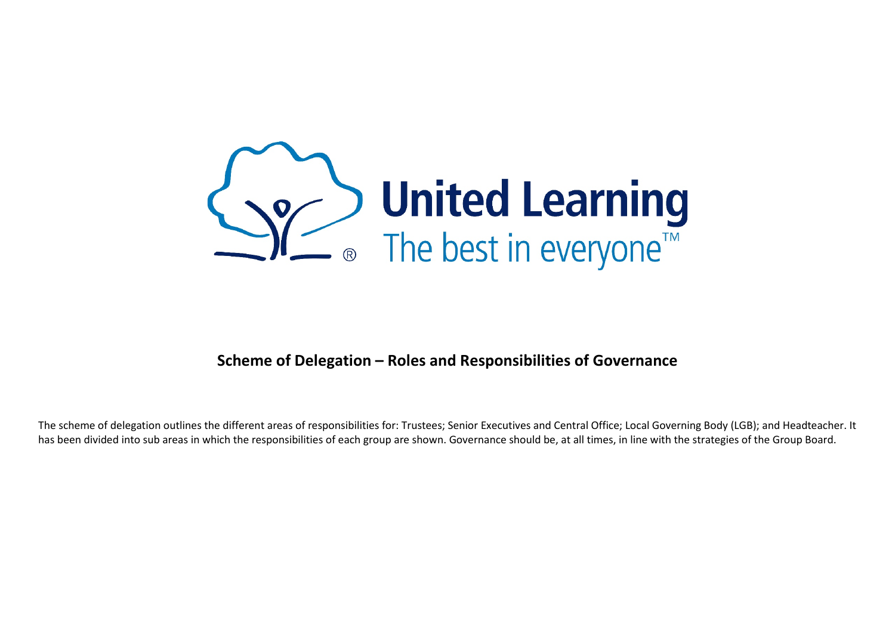United Learning
The best in everyone™

# Scheme of Delegation – Roles and Responsibilities of Governance

The scheme of delegation outlines the different areas of responsibilities for: Trustees; Senior Executives and Central Office; Local Governing Body (LGB); and Headteacher. It has been divided into sub areas in which the responsibilities of each group are shown. Governance should be, at all times, in line with the strategies of the Group Board.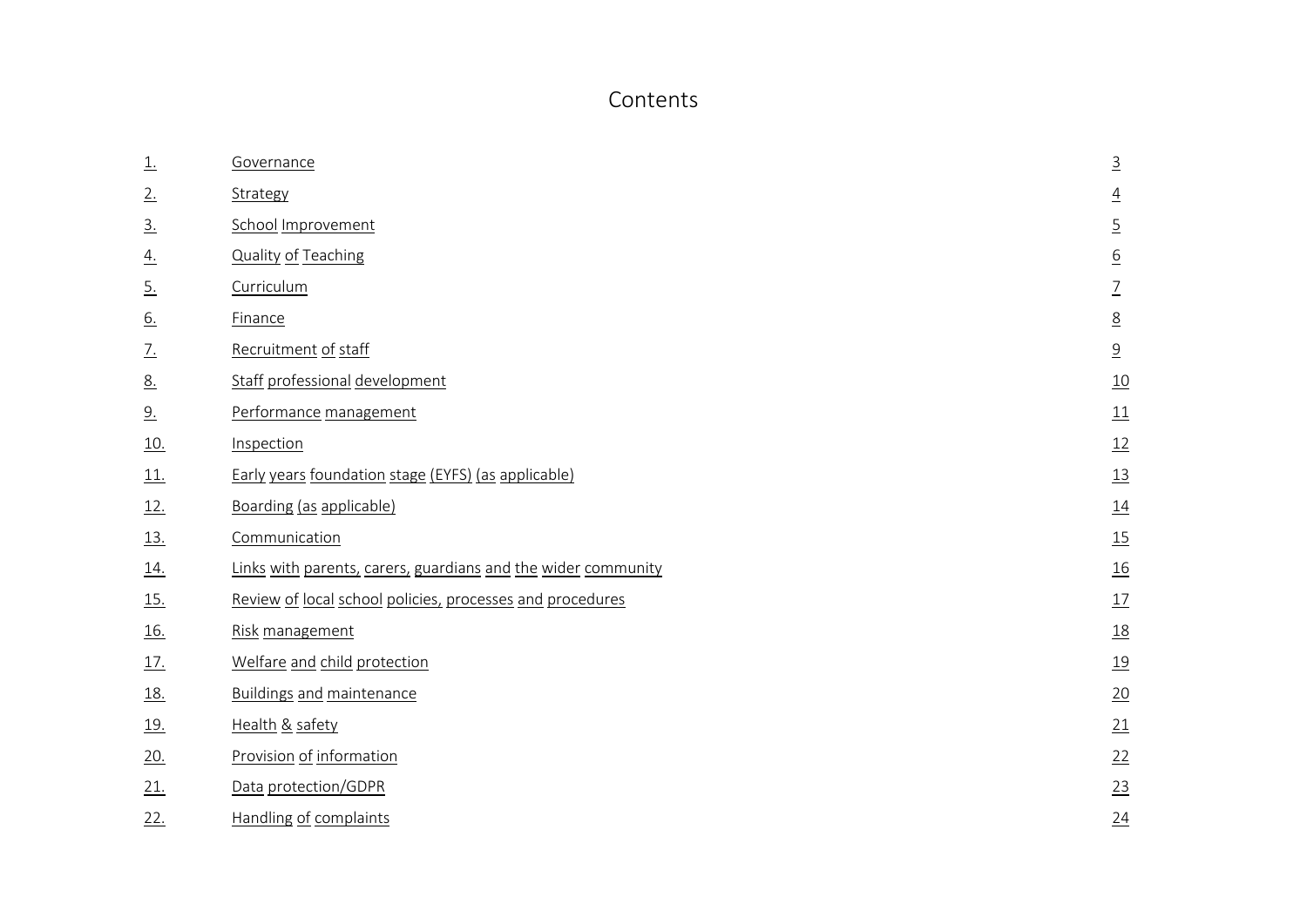# Contents

| | | |
|---|---|---|
| 1. | Governance | 3 |
| 2. | Strategy | 4 |
| 3. | School Improvement | 5 |
| 4. | Quality of Teaching | 6 |
| 5. | Curriculum | 7 |
| 6. | Finance | 8 |
| 7. | Recruitment of staff | 9 |
| 8. | Staff professional development | 10 |
| 9. | Performance management | 11 |
| 10. | Inspection | 12 |
| 11. | Early years foundation stage (EYFS) (as applicable) | 13 |
| 12. | Boarding (as applicable) | 14 |
| 13. | Communication | 15 |
| 14. | Links with parents, carers, guardians and the wider community | 16 |
| 15. | Review of local school policies, processes and procedures | 17 |
| 16. | Risk management | 18 |
| 17. | Welfare and child protection | 19 |
| 18. | Buildings and maintenance | 20 |
| 19. | Health & safety | 21 |
| 20. | Provision of information | 22 |
| 21. | Data protection/GDPR | 23 |
| 22. | Handling of complaints | 24 |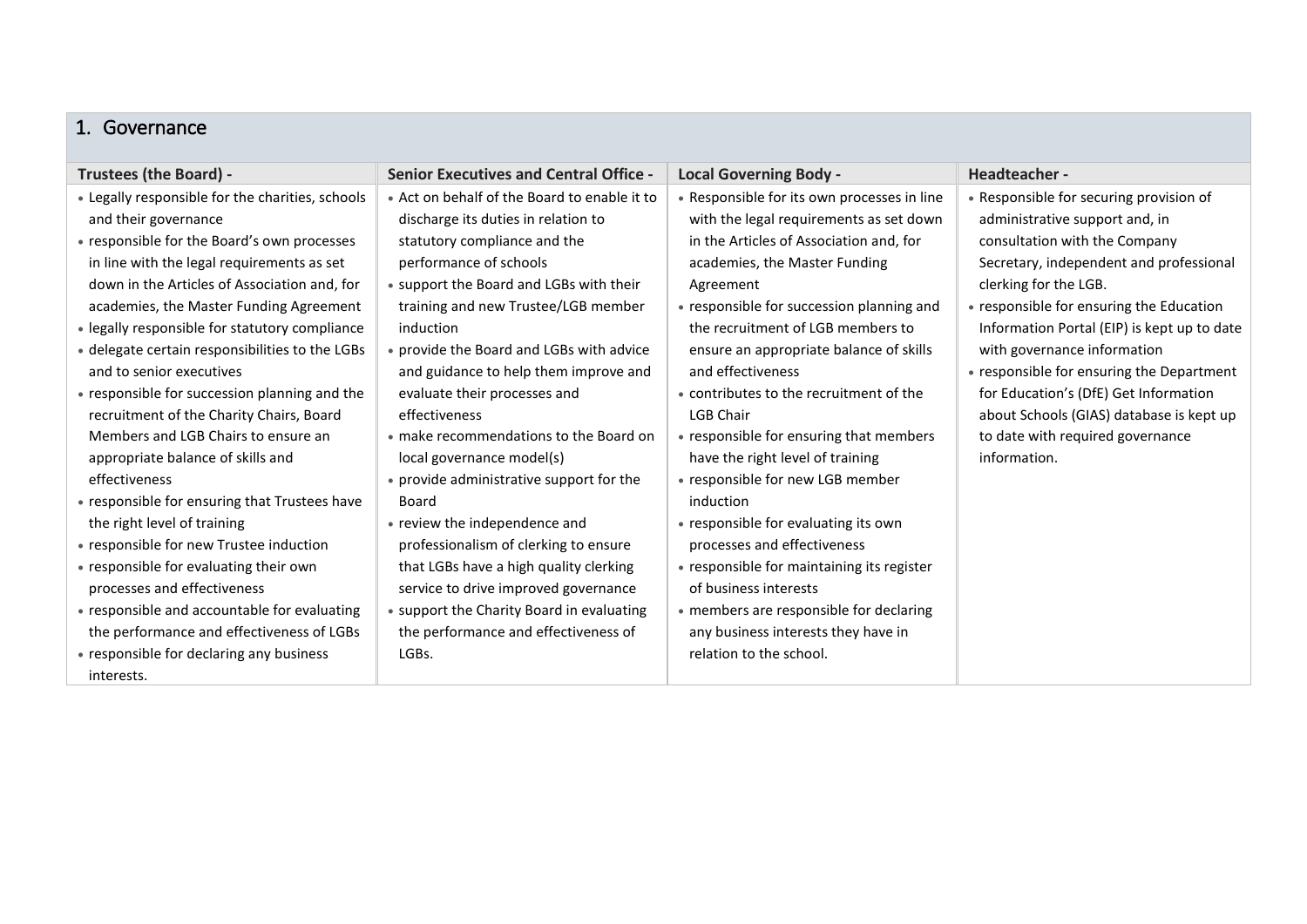## 1. Governance

| Trustees (the Board) - | Senior Executives and Central Office - | Local Governing Body - | Headteacher - |
|---|---|---|---|
| • Legally responsible for the charities, schools and their governance<br>• responsible for the Board's own processes in line with the legal requirements as set down in the Articles of Association and, for academies, the Master Funding Agreement<br>• legally responsible for statutory compliance<br>• delegate certain responsibilities to the LGBs and to senior executives<br>• responsible for succession planning and the recruitment of the Charity Chairs, Board Members and LGB Chairs to ensure an appropriate balance of skills and effectiveness<br>• responsible for ensuring that Trustees have the right level of training<br>• responsible for new Trustee induction<br>• responsible for evaluating their own processes and effectiveness<br>• responsible and accountable for evaluating the performance and effectiveness of LGBs<br>• responsible for declaring any business interests. | • Act on behalf of the Board to enable it to discharge its duties in relation to statutory compliance and the performance of schools<br>• support the Board and LGBs with their training and new Trustee/LGB member induction<br>• provide the Board and LGBs with advice and guidance to help them improve and evaluate their processes and effectiveness<br>• make recommendations to the Board on local governance model(s)<br>• provide administrative support for the Board<br>• review the independence and professionalism of clerking to ensure that LGBs have a high quality clerking service to drive improved governance<br>• support the Charity Board in evaluating the performance and effectiveness of LGBs. | • Responsible for its own processes in line with the legal requirements as set down in the Articles of Association and, for academies, the Master Funding Agreement<br>• responsible for succession planning and the recruitment of LGB members to ensure an appropriate balance of skills and effectiveness<br>• contributes to the recruitment of the LGB Chair<br>• responsible for ensuring that members have the right level of training<br>• responsible for new LGB member induction<br>• responsible for evaluating its own processes and effectiveness<br>• responsible for maintaining its register of business interests<br>• members are responsible for declaring any business interests they have in relation to the school. | • Responsible for securing provision of administrative support and, in consultation with the Company Secretary, independent and professional clerking for the LGB.<br>• responsible for ensuring the Education Information Portal (EIP) is kept up to date with governance information<br>• responsible for ensuring the Department for Education's (DfE) Get Information about Schools (GIAS) database is kept up to date with required governance information. |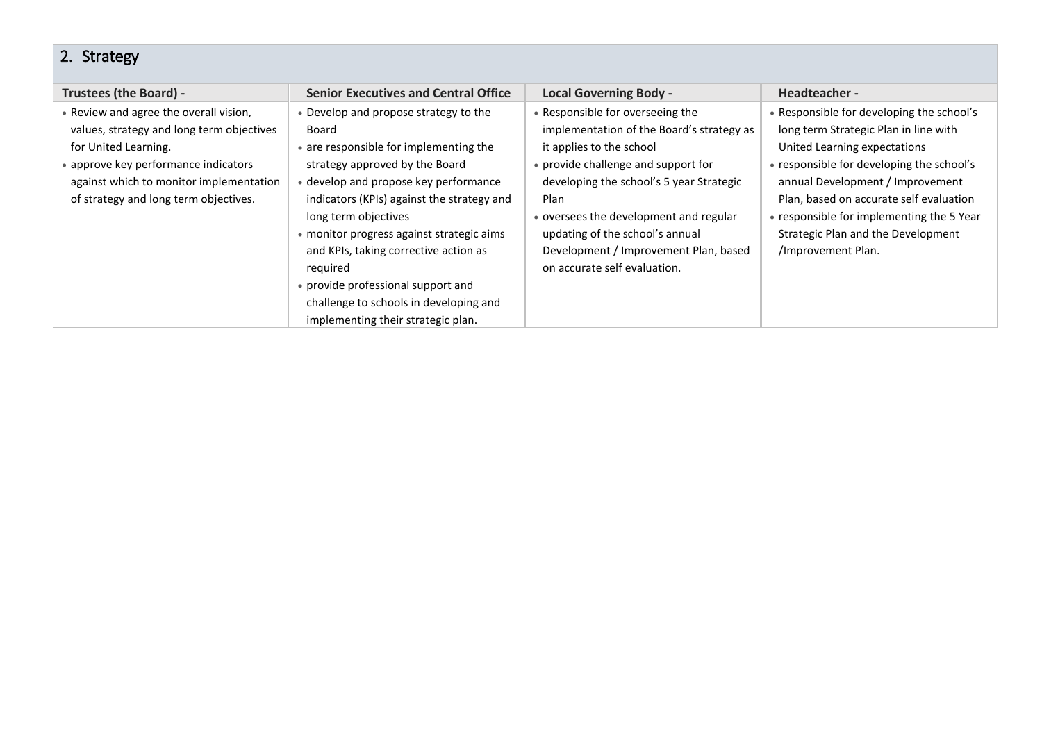## 2. Strategy

| Trustees (the Board) - | Senior Executives and Central Office | Local Governing Body - | Headteacher - |
|---|---|---|---|
| • Review and agree the overall vision, values, strategy and long term objectives for United Learning.<br>• approve key performance indicators against which to monitor implementation of strategy and long term objectives. | • Develop and propose strategy to the Board<br>• are responsible for implementing the strategy approved by the Board<br>• develop and propose key performance indicators (KPIs) against the strategy and long term objectives<br>• monitor progress against strategic aims and KPIs, taking corrective action as required<br>• provide professional support and challenge to schools in developing and implementing their strategic plan. | • Responsible for overseeing the implementation of the Board's strategy as it applies to the school<br>• provide challenge and support for developing the school's 5 year Strategic Plan<br>• oversees the development and regular updating of the school's annual Development / Improvement Plan, based on accurate self evaluation. | • Responsible for developing the school's long term Strategic Plan in line with United Learning expectations<br>• responsible for developing the school's annual Development / Improvement Plan, based on accurate self evaluation<br>• responsible for implementing the 5 Year Strategic Plan and the Development /Improvement Plan. |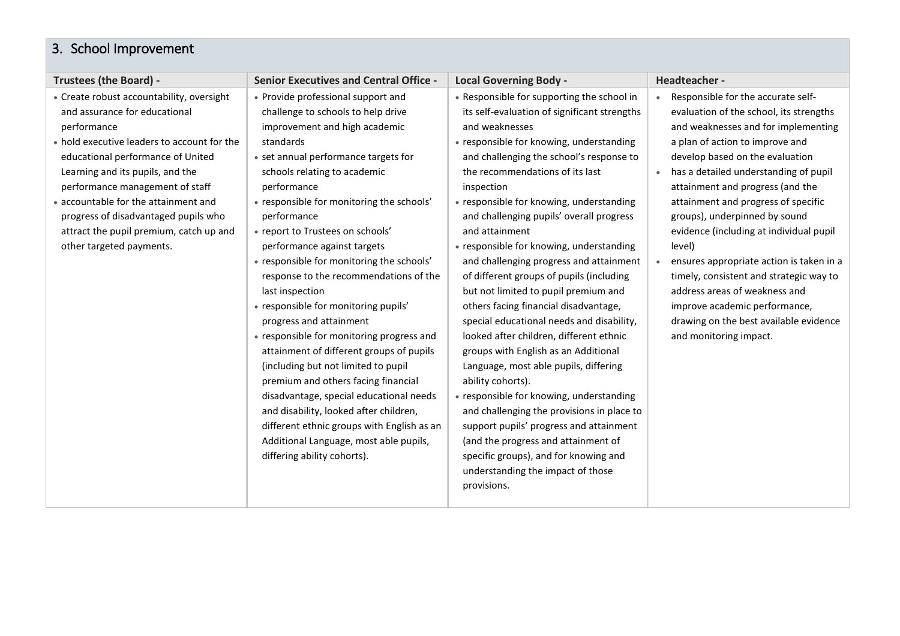## 3. School Improvement

| Trustees (the Board) - | Senior Executives and Central Office - | Local Governing Body - | Headteacher - |
|---|---|---|---|
| • Create robust accountability, oversight and assurance for educational performance<br>• hold executive leaders to account for the educational performance of United Learning and its pupils, and the performance management of staff<br>• accountable for the attainment and progress of disadvantaged pupils who attract the pupil premium, catch up and other targeted payments. | • Provide professional support and challenge to schools to help drive improvement and high academic standards<br>• set annual performance targets for schools relating to academic performance<br>• responsible for monitoring the schools' performance<br>• report to Trustees on schools' performance against targets<br>• responsible for monitoring the schools' response to the recommendations of the last inspection<br>• responsible for monitoring pupils' progress and attainment<br>• responsible for monitoring progress and attainment of different groups of pupils (including but not limited to pupil premium and others facing financial disadvantage, special educational needs and disability, looked after children, different ethnic groups with English as an Additional Language, most able pupils, differing ability cohorts). | • Responsible for supporting the school in its self-evaluation of significant strengths and weaknesses<br>• responsible for knowing, understanding and challenging the school's response to the recommendations of its last inspection<br>• responsible for knowing, understanding and challenging pupils' overall progress and attainment<br>• responsible for knowing, understanding and challenging progress and attainment of different groups of pupils (including but not limited to pupil premium and others facing financial disadvantage, special educational needs and disability, looked after children, different ethnic groups with English as an Additional Language, most able pupils, differing ability cohorts).<br>• responsible for knowing, understanding and challenging the provisions in place to support pupils' progress and attainment (and the progress and attainment of specific groups), and for knowing and understanding the impact of those provisions. | • Responsible for the accurate self-evaluation of the school, its strengths and weaknesses and for implementing a plan of action to improve and develop based on the evaluation<br>• has a detailed understanding of pupil attainment and progress (and the attainment and progress of specific groups), underpinned by sound evidence (including at individual pupil level)<br>• ensures appropriate action is taken in a timely, consistent and strategic way to address areas of weakness and improve academic performance, drawing on the best available evidence and monitoring impact. |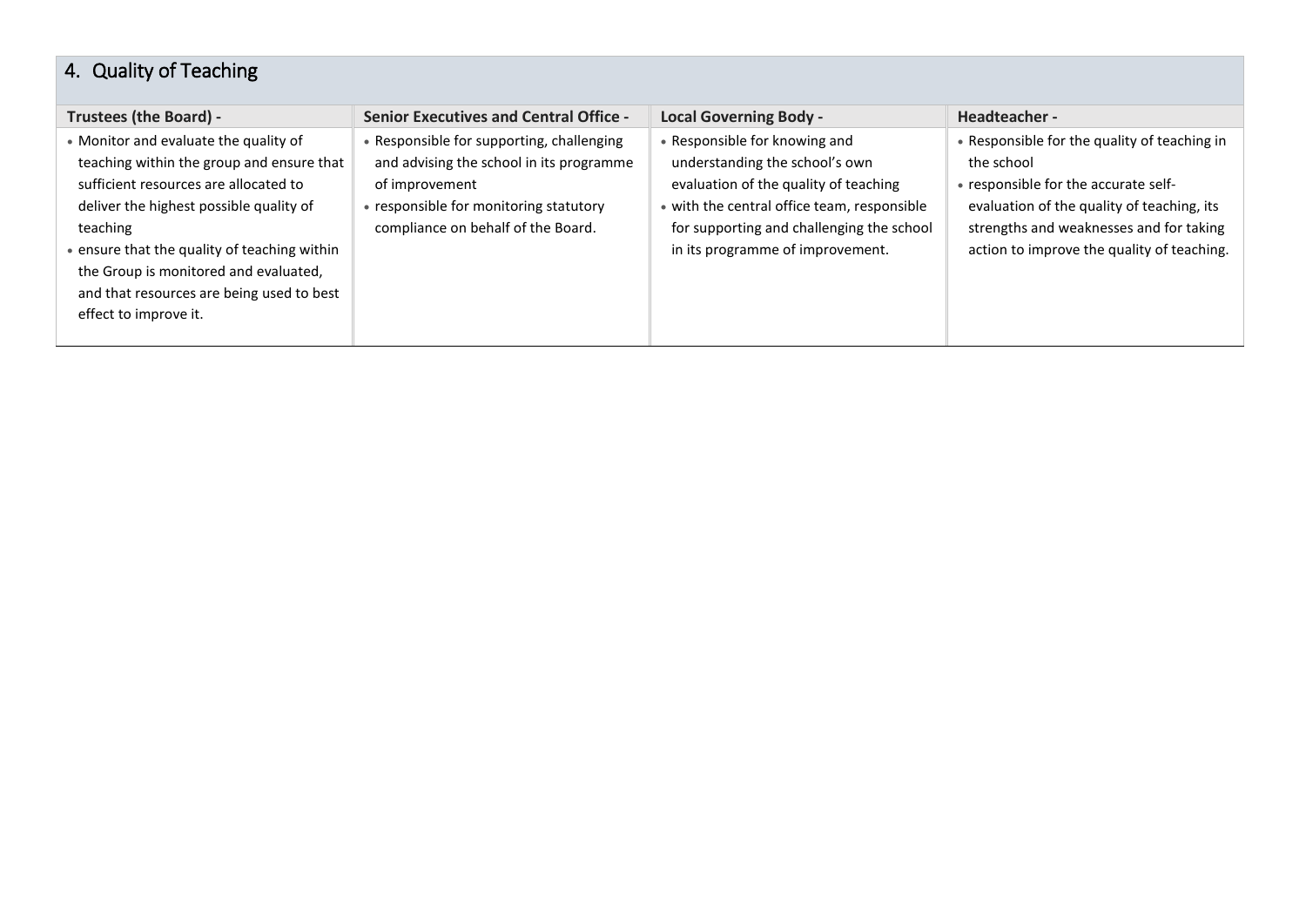## 4. Quality of Teaching

| Trustees (the Board) - | Senior Executives and Central Office - | Local Governing Body - | Headteacher - |
|---|---|---|---|
| • Monitor and evaluate the quality of teaching within the group and ensure that sufficient resources are allocated to deliver the highest possible quality of teaching<br>• ensure that the quality of teaching within the Group is monitored and evaluated, and that resources are being used to best effect to improve it. | • Responsible for supporting, challenging and advising the school in its programme of improvement<br>• responsible for monitoring statutory compliance on behalf of the Board. | • Responsible for knowing and understanding the school's own evaluation of the quality of teaching<br>• with the central office team, responsible for supporting and challenging the school in its programme of improvement. | • Responsible for the quality of teaching in the school<br>• responsible for the accurate self-evaluation of the quality of teaching, its strengths and weaknesses and for taking action to improve the quality of teaching. |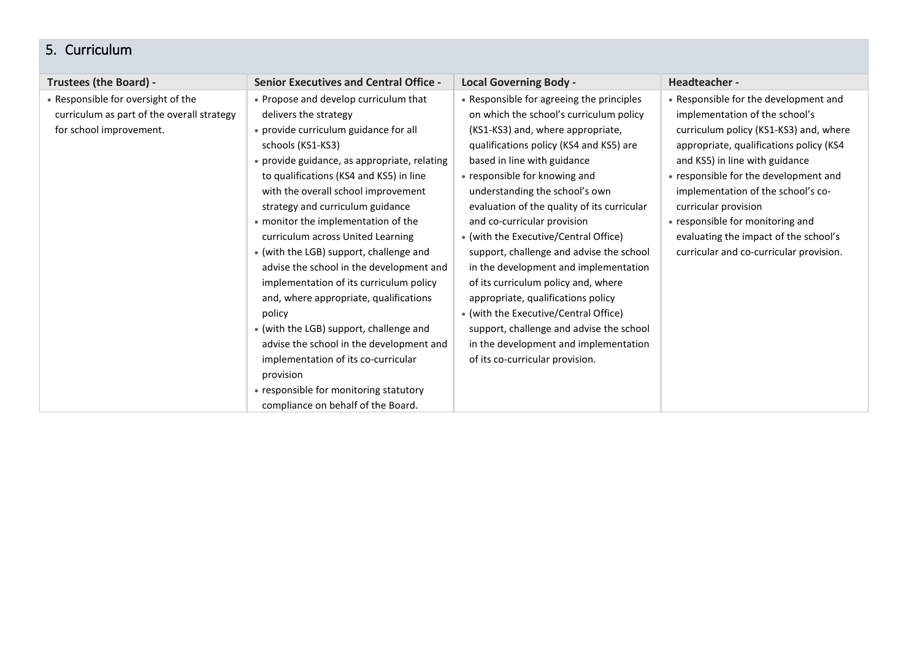## 5. Curriculum

| Trustees (the Board) - | Senior Executives and Central Office - | Local Governing Body - | Headteacher - |
|---|---|---|---|
| • Responsible for oversight of the curriculum as part of the overall strategy for school improvement. | • Propose and develop curriculum that delivers the strategy<br>• provide curriculum guidance for all schools (KS1-KS3)<br>• provide guidance, as appropriate, relating to qualifications (KS4 and KS5) in line with the overall school improvement strategy and curriculum guidance<br>• monitor the implementation of the curriculum across United Learning<br>• (with the LGB) support, challenge and advise the school in the development and implementation of its curriculum policy and, where appropriate, qualifications policy<br>• (with the LGB) support, challenge and advise the school in the development and implementation of its co-curricular provision<br>• responsible for monitoring statutory compliance on behalf of the Board. | • Responsible for agreeing the principles on which the school's curriculum policy (KS1-KS3) and, where appropriate, qualifications policy (KS4 and KS5) are based in line with guidance<br>• responsible for knowing and understanding the school's own evaluation of the quality of its curricular and co-curricular provision<br>• (with the Executive/Central Office) support, challenge and advise the school in the development and implementation of its curriculum policy and, where appropriate, qualifications policy<br>• (with the Executive/Central Office) support, challenge and advise the school in the development and implementation of its co-curricular provision. | • Responsible for the development and implementation of the school's curriculum policy (KS1-KS3) and, where appropriate, qualifications policy (KS4 and KS5) in line with guidance<br>• responsible for the development and implementation of the school's co-curricular provision<br>• responsible for monitoring and evaluating the impact of the school's curricular and co-curricular provision. |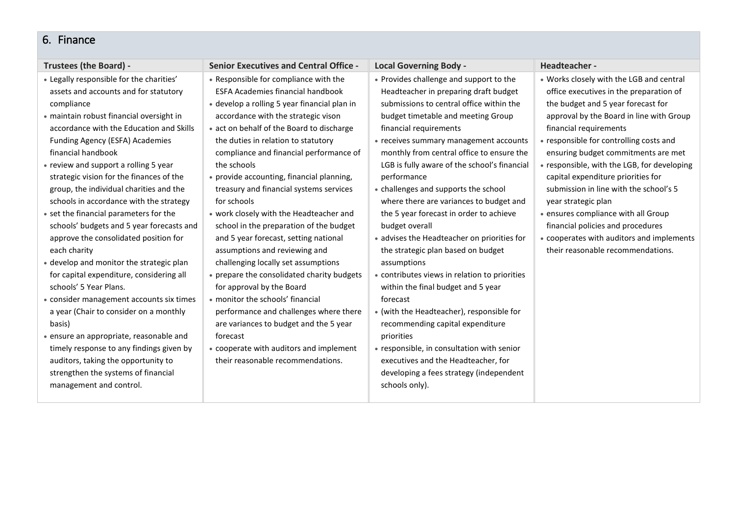## 6. Finance

| Trustees (the Board) - | Senior Executives and Central Office - | Local Governing Body - | Headteacher - |
|---|---|---|---|
| • Legally responsible for the charities' assets and accounts and for statutory compliance<br>• maintain robust financial oversight in accordance with the Education and Skills Funding Agency (ESFA) Academies financial handbook<br>• review and support a rolling 5 year strategic vision for the finances of the group, the individual charities and the schools in accordance with the strategy<br>• set the financial parameters for the schools' budgets and 5 year forecasts and approve the consolidated position for each charity<br>• develop and monitor the strategic plan for capital expenditure, considering all schools' 5 Year Plans.<br>• consider management accounts six times a year (Chair to consider on a monthly basis)<br>• ensure an appropriate, reasonable and timely response to any findings given by auditors, taking the opportunity to strengthen the systems of financial management and control. | • Responsible for compliance with the ESFA Academies financial handbook<br>• develop a rolling 5 year financial plan in accordance with the strategic vison<br>• act on behalf of the Board to discharge the duties in relation to statutory compliance and financial performance of the schools<br>• provide accounting, financial planning, treasury and financial systems services for schools<br>• work closely with the Headteacher and school in the preparation of the budget and 5 year forecast, setting national assumptions and reviewing and challenging locally set assumptions<br>• prepare the consolidated charity budgets for approval by the Board<br>• monitor the schools' financial performance and challenges where there are variances to budget and the 5 year forecast<br>• cooperate with auditors and implement their reasonable recommendations. | • Provides challenge and support to the Headteacher in preparing draft budget submissions to central office within the budget timetable and meeting Group financial requirements<br>• receives summary management accounts monthly from central office to ensure the LGB is fully aware of the school's financial performance<br>• challenges and supports the school where there are variances to budget and the 5 year forecast in order to achieve budget overall<br>• advises the Headteacher on priorities for the strategic plan based on budget assumptions<br>• contributes views in relation to priorities within the final budget and 5 year forecast<br>• (with the Headteacher), responsible for recommending capital expenditure priorities<br>• responsible, in consultation with senior executives and the Headteacher, for developing a fees strategy (independent schools only). | • Works closely with the LGB and central office executives in the preparation of the budget and 5 year forecast for approval by the Board in line with Group financial requirements<br>• responsible for controlling costs and ensuring budget commitments are met<br>• responsible, with the LGB, for developing capital expenditure priorities for submission in line with the school's 5 year strategic plan<br>• ensures compliance with all Group financial policies and procedures<br>• cooperates with auditors and implements their reasonable recommendations. |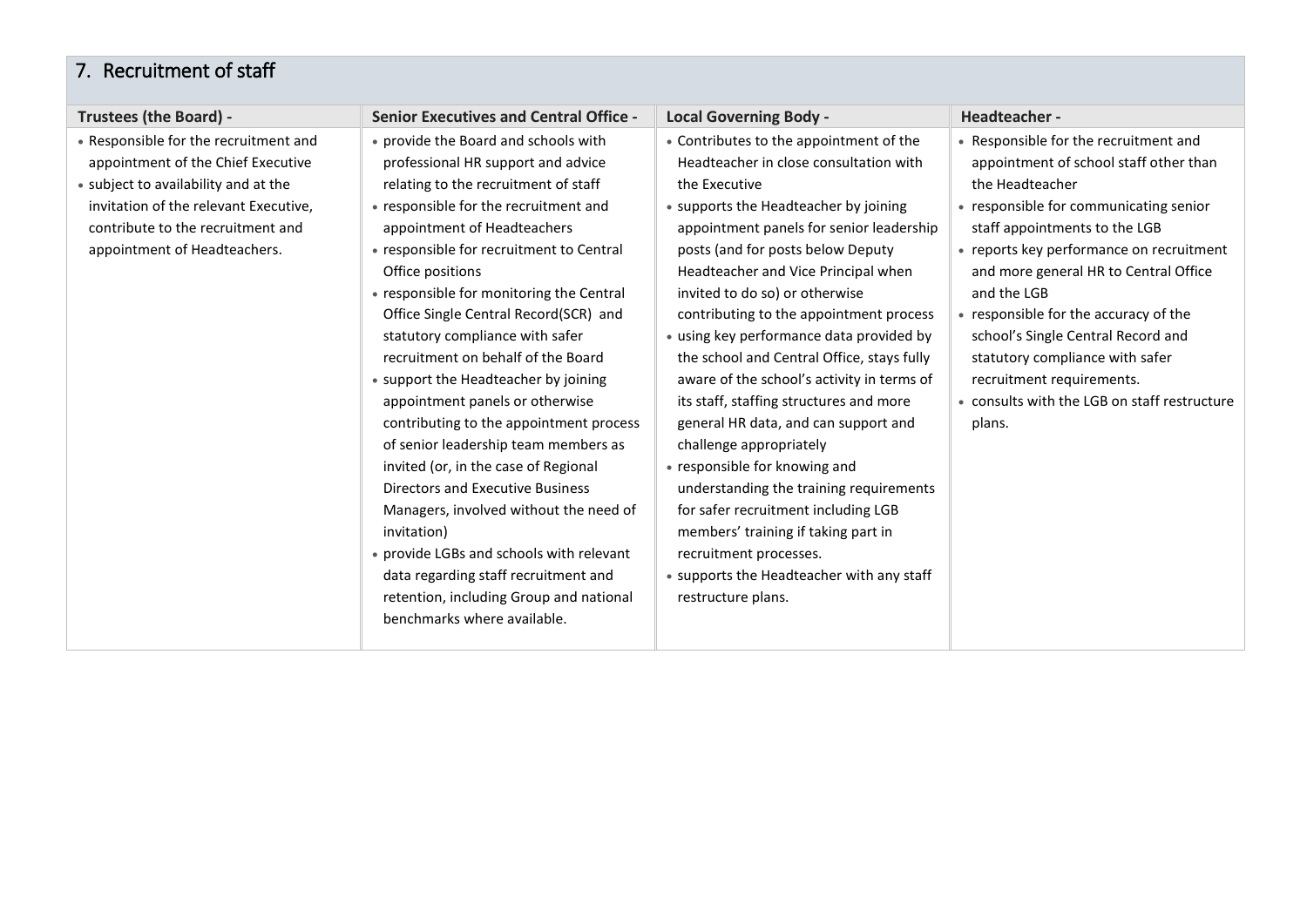## 7. Recruitment of staff

| Trustees (the Board) - | Senior Executives and Central Office - | Local Governing Body - | Headteacher - |
|---|---|---|---|
| • Responsible for the recruitment and appointment of the Chief Executive<br>• subject to availability and at the invitation of the relevant Executive, contribute to the recruitment and appointment of Headteachers. | • provide the Board and schools with professional HR support and advice relating to the recruitment of staff<br>• responsible for the recruitment and appointment of Headteachers<br>• responsible for recruitment to Central Office positions<br>• responsible for monitoring the Central Office Single Central Record(SCR) and statutory compliance with safer recruitment on behalf of the Board<br>• support the Headteacher by joining appointment panels or otherwise contributing to the appointment process of senior leadership team members as invited (or, in the case of Regional Directors and Executive Business Managers, involved without the need of invitation)<br>• provide LGBs and schools with relevant data regarding staff recruitment and retention, including Group and national benchmarks where available. | • Contributes to the appointment of the Headteacher in close consultation with the Executive<br>• supports the Headteacher by joining appointment panels for senior leadership posts (and for posts below Deputy Headteacher and Vice Principal when invited to do so) or otherwise contributing to the appointment process<br>• using key performance data provided by the school and Central Office, stays fully aware of the school's activity in terms of its staff, staffing structures and more general HR data, and can support and challenge appropriately<br>• responsible for knowing and understanding the training requirements for safer recruitment including LGB members' training if taking part in recruitment processes.<br>• supports the Headteacher with any staff restructure plans. | • Responsible for the recruitment and appointment of school staff other than the Headteacher<br>• responsible for communicating senior staff appointments to the LGB<br>• reports key performance on recruitment and more general HR to Central Office and the LGB<br>• responsible for the accuracy of the school's Single Central Record and statutory compliance with safer recruitment requirements.<br>• consults with the LGB on staff restructure plans. |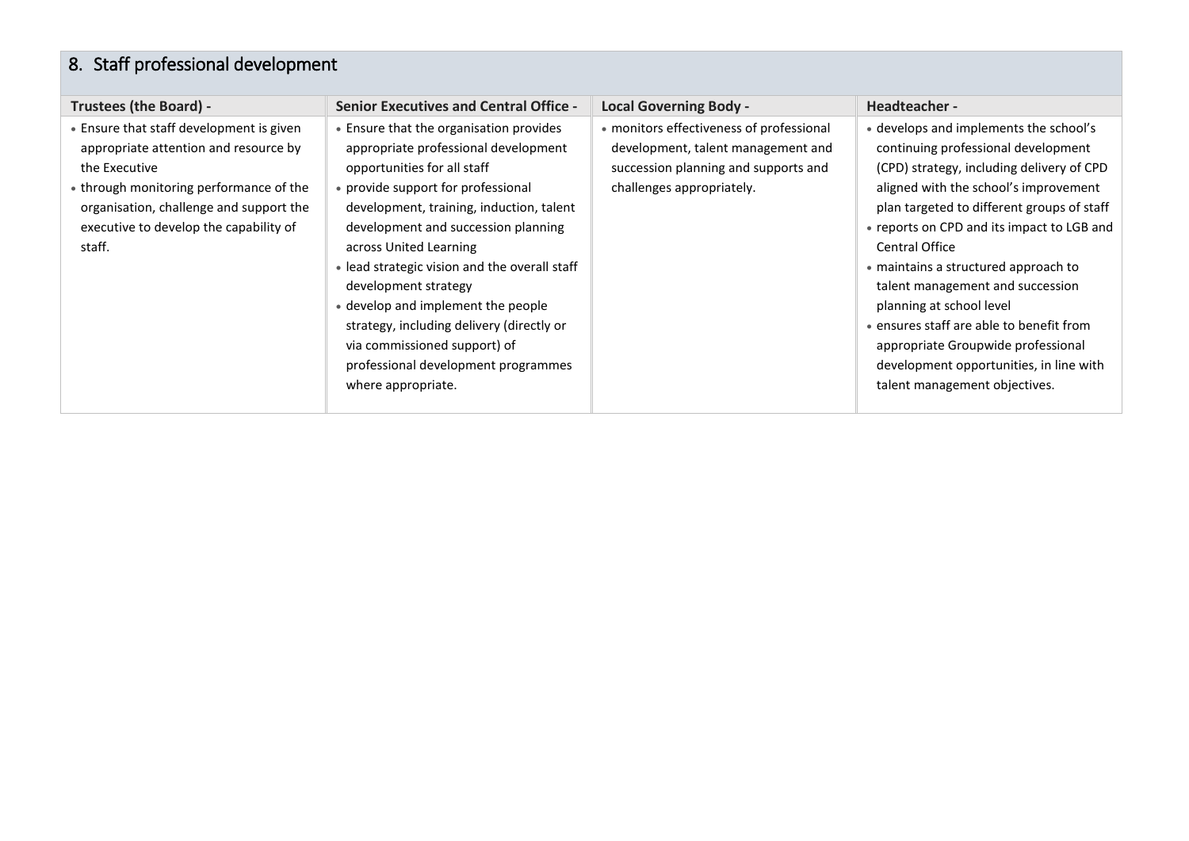## 8. Staff professional development

| Trustees (the Board) - | Senior Executives and Central Office - | Local Governing Body - | Headteacher - |
|---|---|---|---|
| • Ensure that staff development is given appropriate attention and resource by the Executive<br>• through monitoring performance of the organisation, challenge and support the executive to develop the capability of staff. | • Ensure that the organisation provides appropriate professional development opportunities for all staff<br>• provide support for professional development, training, induction, talent development and succession planning across United Learning<br>• lead strategic vision and the overall staff development strategy<br>• develop and implement the people strategy, including delivery (directly or via commissioned support) of professional development programmes where appropriate. | • monitors effectiveness of professional development, talent management and succession planning and supports and challenges appropriately. | • develops and implements the school's continuing professional development (CPD) strategy, including delivery of CPD aligned with the school's improvement plan targeted to different groups of staff<br>• reports on CPD and its impact to LGB and Central Office<br>• maintains a structured approach to talent management and succession planning at school level<br>• ensures staff are able to benefit from appropriate Groupwide professional development opportunities, in line with talent management objectives. |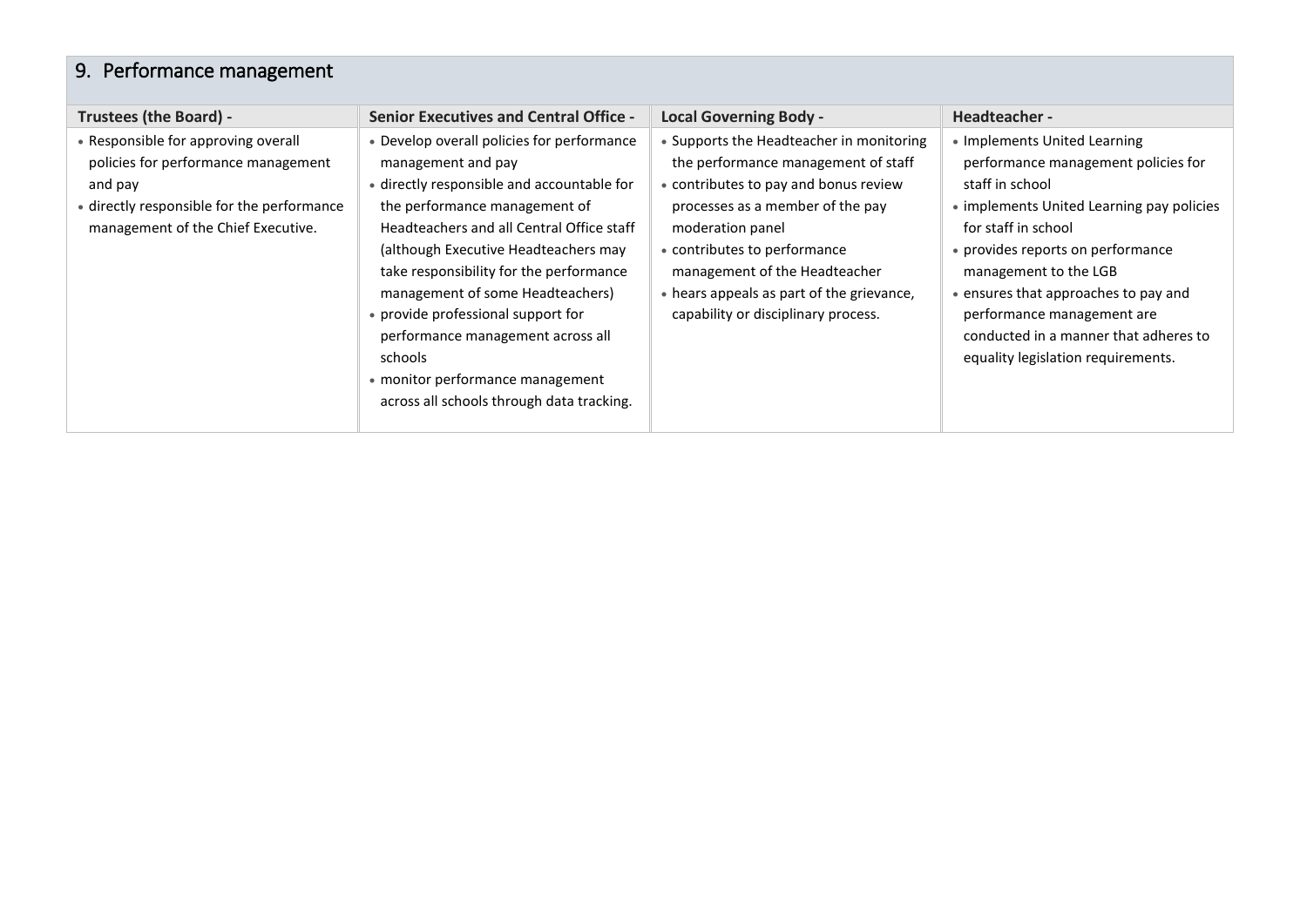## 9. Performance management

| Trustees (the Board) - | Senior Executives and Central Office - | Local Governing Body - | Headteacher - |
|---|---|---|---|
| • Responsible for approving overall policies for performance management and pay<br>• directly responsible for the performance management of the Chief Executive. | • Develop overall policies for performance management and pay<br>• directly responsible and accountable for the performance management of Headteachers and all Central Office staff (although Executive Headteachers may take responsibility for the performance management of some Headteachers)<br>• provide professional support for performance management across all schools<br>• monitor performance management across all schools through data tracking. | • Supports the Headteacher in monitoring the performance management of staff<br>• contributes to pay and bonus review processes as a member of the pay moderation panel<br>• contributes to performance management of the Headteacher<br>• hears appeals as part of the grievance, capability or disciplinary process. | • Implements United Learning performance management policies for staff in school<br>• implements United Learning pay policies for staff in school<br>• provides reports on performance management to the LGB<br>• ensures that approaches to pay and performance management are conducted in a manner that adheres to equality legislation requirements. |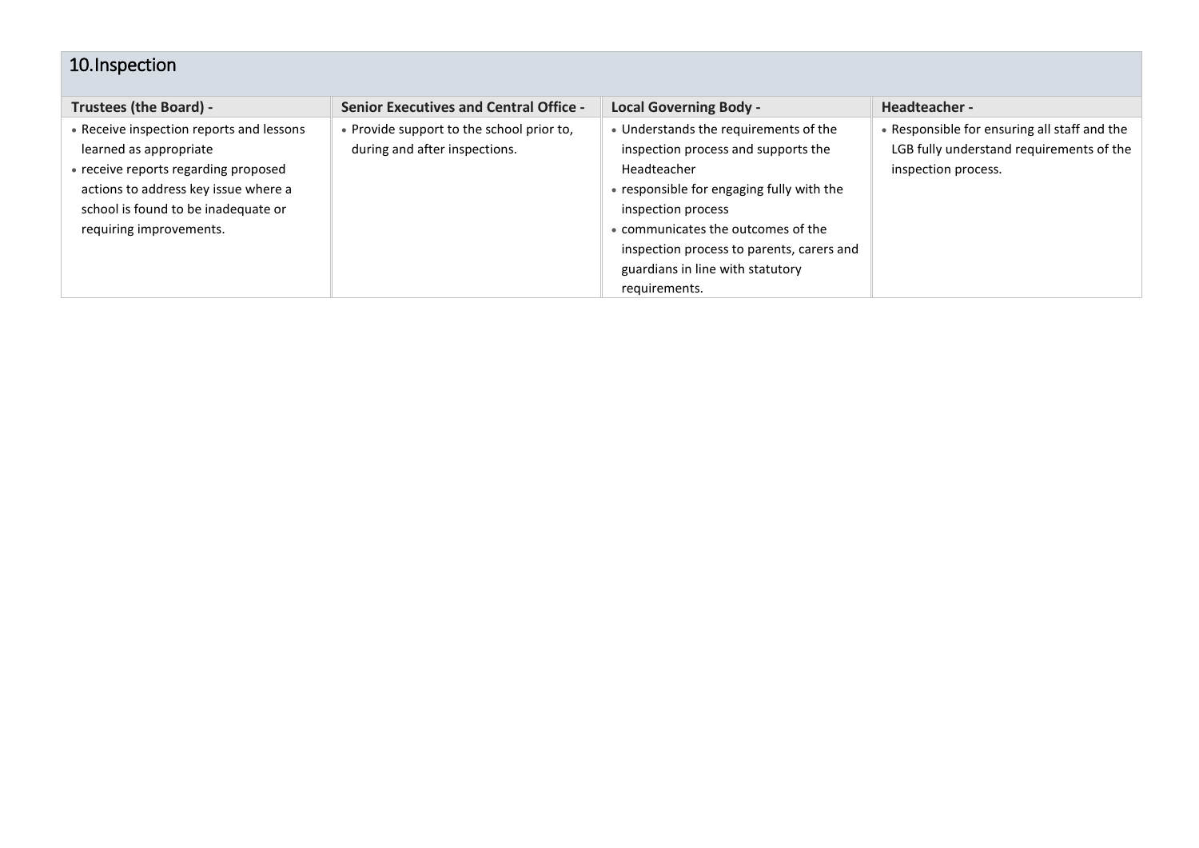## 10.Inspection

| Trustees (the Board) - | Senior Executives and Central Office - | Local Governing Body - | Headteacher - |
|---|---|---|---|
| • Receive inspection reports and lessons learned as appropriate<br>• receive reports regarding proposed actions to address key issue where a school is found to be inadequate or requiring improvements. | • Provide support to the school prior to, during and after inspections. | • Understands the requirements of the inspection process and supports the Headteacher<br>• responsible for engaging fully with the inspection process<br>• communicates the outcomes of the inspection process to parents, carers and guardians in line with statutory requirements. | • Responsible for ensuring all staff and the LGB fully understand requirements of the inspection process. |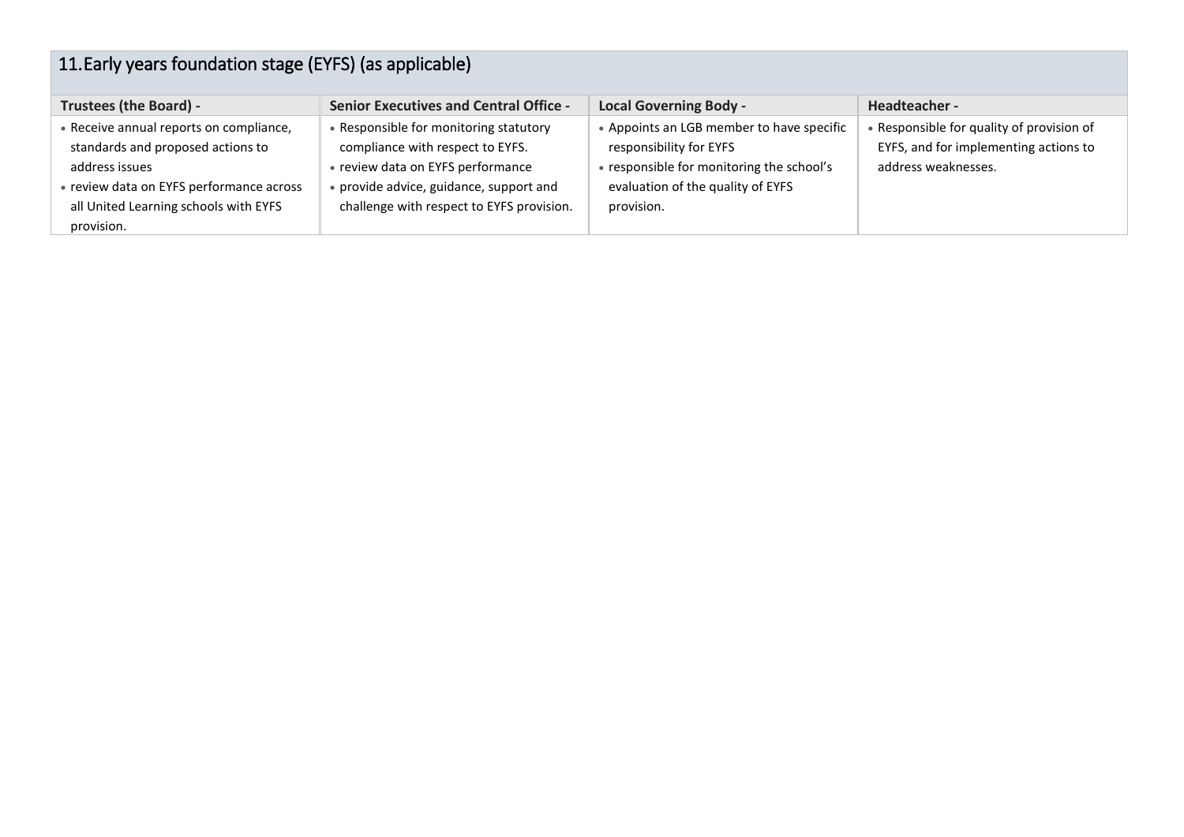## 11. Early years foundation stage (EYFS) (as applicable)

| Trustees (the Board) - | Senior Executives and Central Office - | Local Governing Body - | Headteacher - |
|---|---|---|---|
| • Receive annual reports on compliance, standards and proposed actions to address issues<br>• review data on EYFS performance across all United Learning schools with EYFS provision. | • Responsible for monitoring statutory compliance with respect to EYFS.<br>• review data on EYFS performance<br>• provide advice, guidance, support and challenge with respect to EYFS provision. | • Appoints an LGB member to have specific responsibility for EYFS<br>• responsible for monitoring the school's evaluation of the quality of EYFS provision. | • Responsible for quality of provision of EYFS, and for implementing actions to address weaknesses. |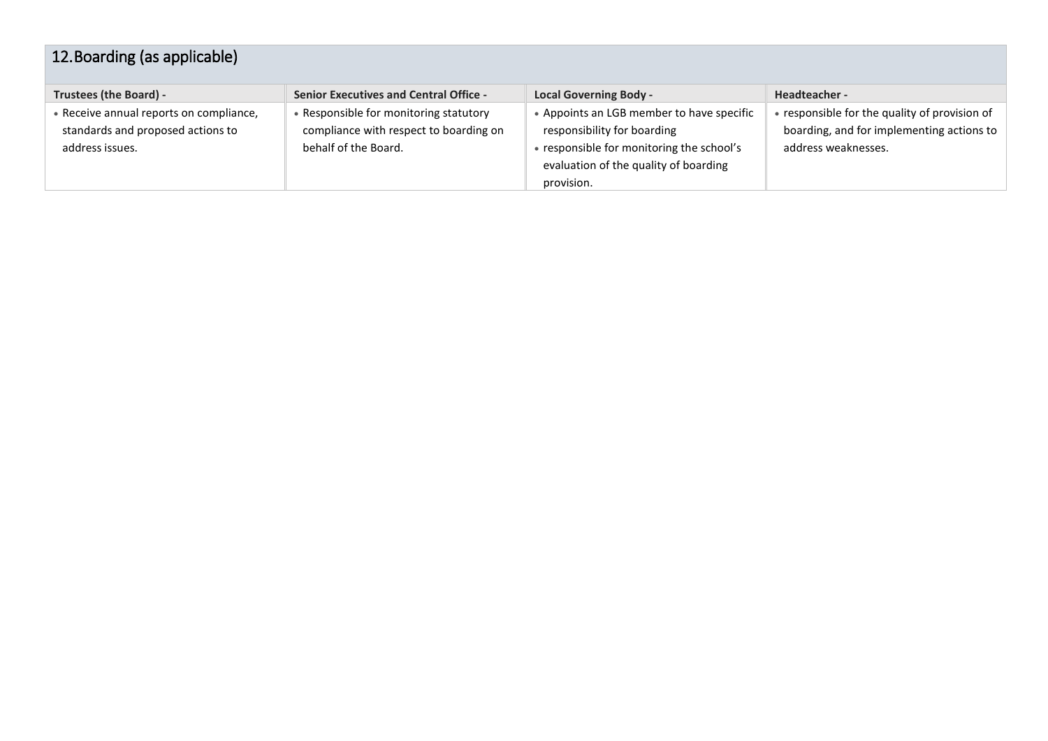## 12. Boarding (as applicable)

| Trustees (the Board) - | Senior Executives and Central Office - | Local Governing Body - | Headteacher - |
|---|---|---|---|
| • Receive annual reports on compliance, standards and proposed actions to address issues. | • Responsible for monitoring statutory compliance with respect to boarding on behalf of the Board. | • Appoints an LGB member to have specific responsibility for boarding<br>• responsible for monitoring the school's evaluation of the quality of boarding provision. | • responsible for the quality of provision of boarding, and for implementing actions to address weaknesses. |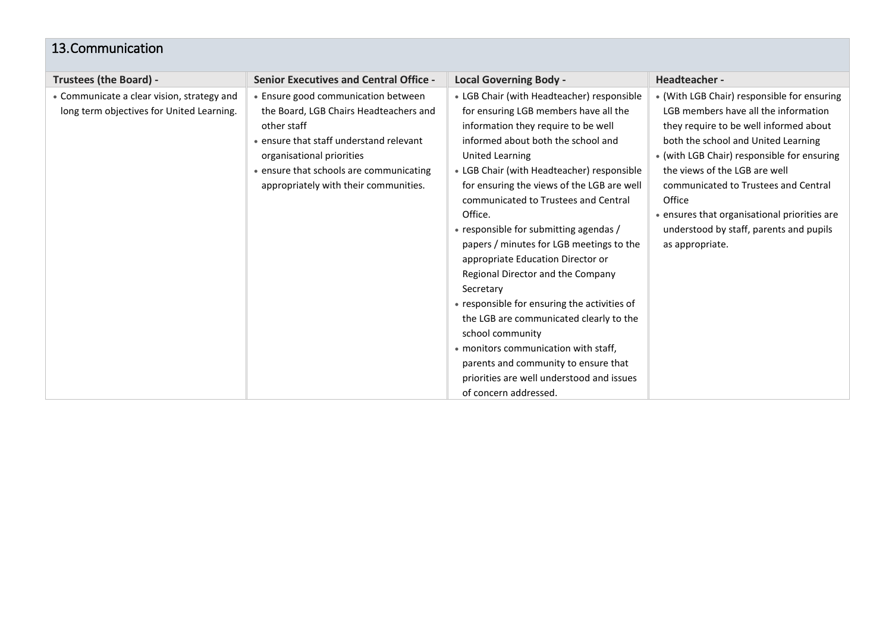## 13.Communication

| Trustees (the Board) - | Senior Executives and Central Office - | Local Governing Body - | Headteacher - |
|---|---|---|---|
| • Communicate a clear vision, strategy and long term objectives for United Learning. | • Ensure good communication between the Board, LGB Chairs Headteachers and other staff<br>• ensure that staff understand relevant organisational priorities<br>• ensure that schools are communicating appropriately with their communities. | • LGB Chair (with Headteacher) responsible for ensuring LGB members have all the information they require to be well informed about both the school and United Learning<br>• LGB Chair (with Headteacher) responsible for ensuring the views of the LGB are well communicated to Trustees and Central Office.<br>• responsible for submitting agendas / papers / minutes for LGB meetings to the appropriate Education Director or Regional Director and the Company Secretary<br>• responsible for ensuring the activities of the LGB are communicated clearly to the school community<br>• monitors communication with staff, parents and community to ensure that priorities are well understood and issues of concern addressed. | • (With LGB Chair) responsible for ensuring LGB members have all the information they require to be well informed about both the school and United Learning<br>• (with LGB Chair) responsible for ensuring the views of the LGB are well communicated to Trustees and Central Office<br>• ensures that organisational priorities are understood by staff, parents and pupils as appropriate. |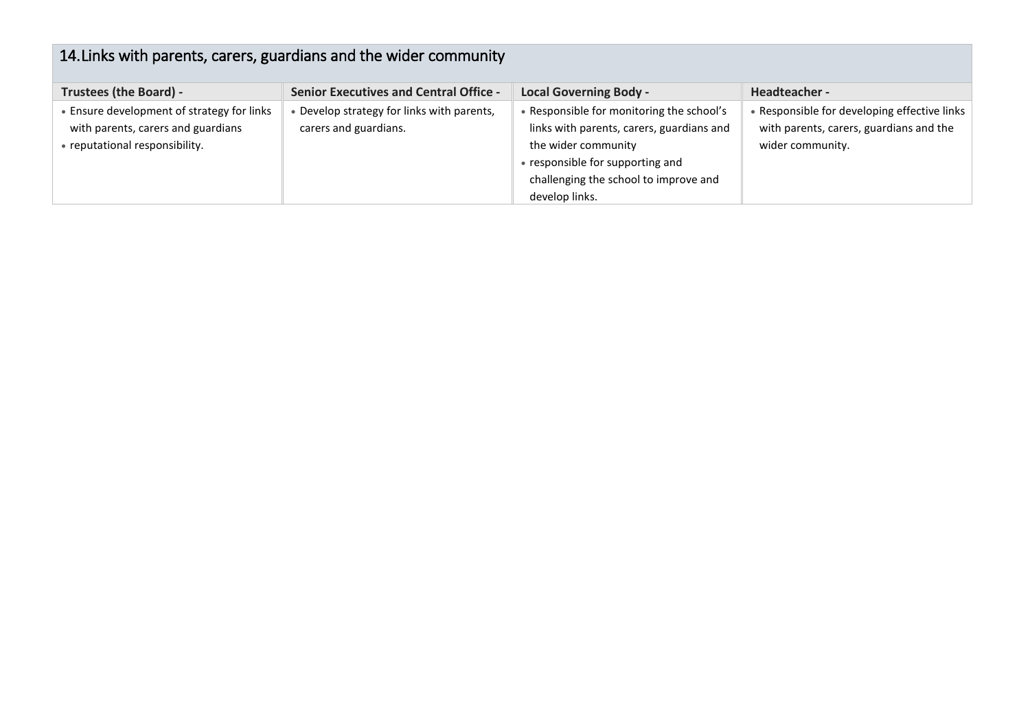## 14. Links with parents, carers, guardians and the wider community

| Trustees (the Board) - | Senior Executives and Central Office - | Local Governing Body - | Headteacher - |
| --- | --- | --- | --- |
| • Ensure development of strategy for links with parents, carers and guardians<br>• reputational responsibility. | • Develop strategy for links with parents, carers and guardians. | • Responsible for monitoring the school's links with parents, carers, guardians and the wider community<br>• responsible for supporting and challenging the school to improve and develop links. | • Responsible for developing effective links with parents, carers, guardians and the wider community. |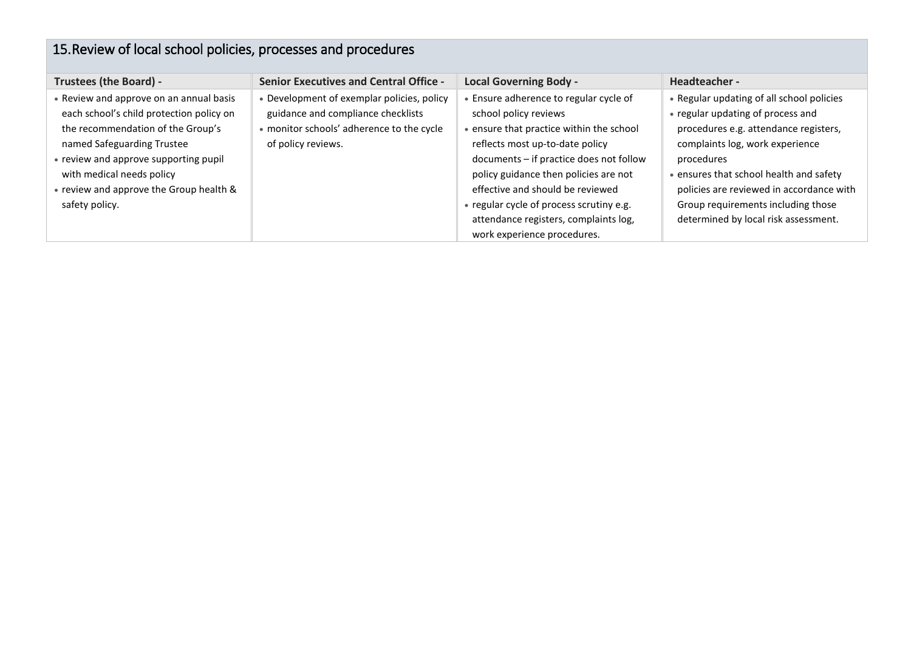## 15. Review of local school policies, processes and procedures

| Trustees (the Board) - | Senior Executives and Central Office - | Local Governing Body - | Headteacher - |
|---|---|---|---|
| • Review and approve on an annual basis each school's child protection policy on the recommendation of the Group's named Safeguarding Trustee<br>• review and approve supporting pupil with medical needs policy<br>• review and approve the Group health & safety policy. | • Development of exemplar policies, policy guidance and compliance checklists<br>• monitor schools' adherence to the cycle of policy reviews. | • Ensure adherence to regular cycle of school policy reviews<br>• ensure that practice within the school reflects most up-to-date policy documents – if practice does not follow policy guidance then policies are not effective and should be reviewed<br>• regular cycle of process scrutiny e.g. attendance registers, complaints log, work experience procedures. | • Regular updating of all school policies<br>• regular updating of process and procedures e.g. attendance registers, complaints log, work experience procedures<br>• ensures that school health and safety policies are reviewed in accordance with Group requirements including those determined by local risk assessment. |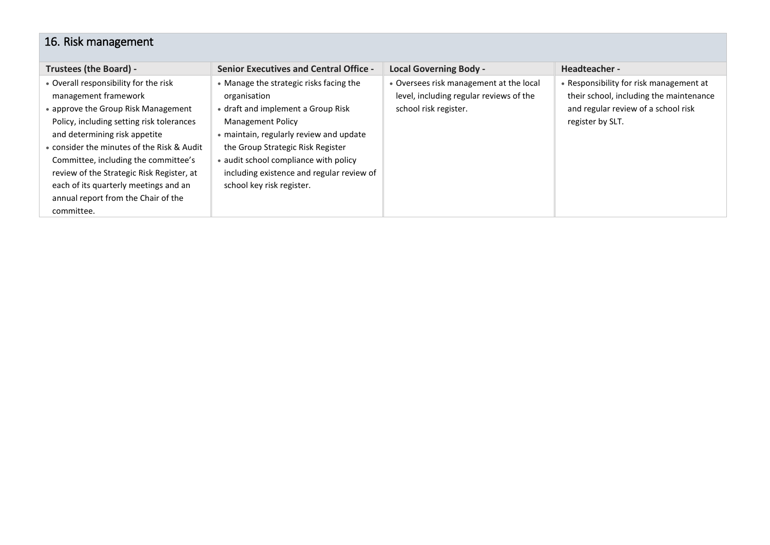## 16. Risk management

| Trustees (the Board) - | Senior Executives and Central Office - | Local Governing Body - | Headteacher - |
|---|---|---|---|
| • Overall responsibility for the risk management framework<br>• approve the Group Risk Management Policy, including setting risk tolerances and determining risk appetite<br>• consider the minutes of the Risk & Audit Committee, including the committee's review of the Strategic Risk Register, at each of its quarterly meetings and an annual report from the Chair of the committee. | • Manage the strategic risks facing the organisation<br>• draft and implement a Group Risk Management Policy<br>• maintain, regularly review and update the Group Strategic Risk Register<br>• audit school compliance with policy including existence and regular review of school key risk register. | • Oversees risk management at the local level, including regular reviews of the school risk register. | • Responsibility for risk management at their school, including the maintenance and regular review of a school risk register by SLT. |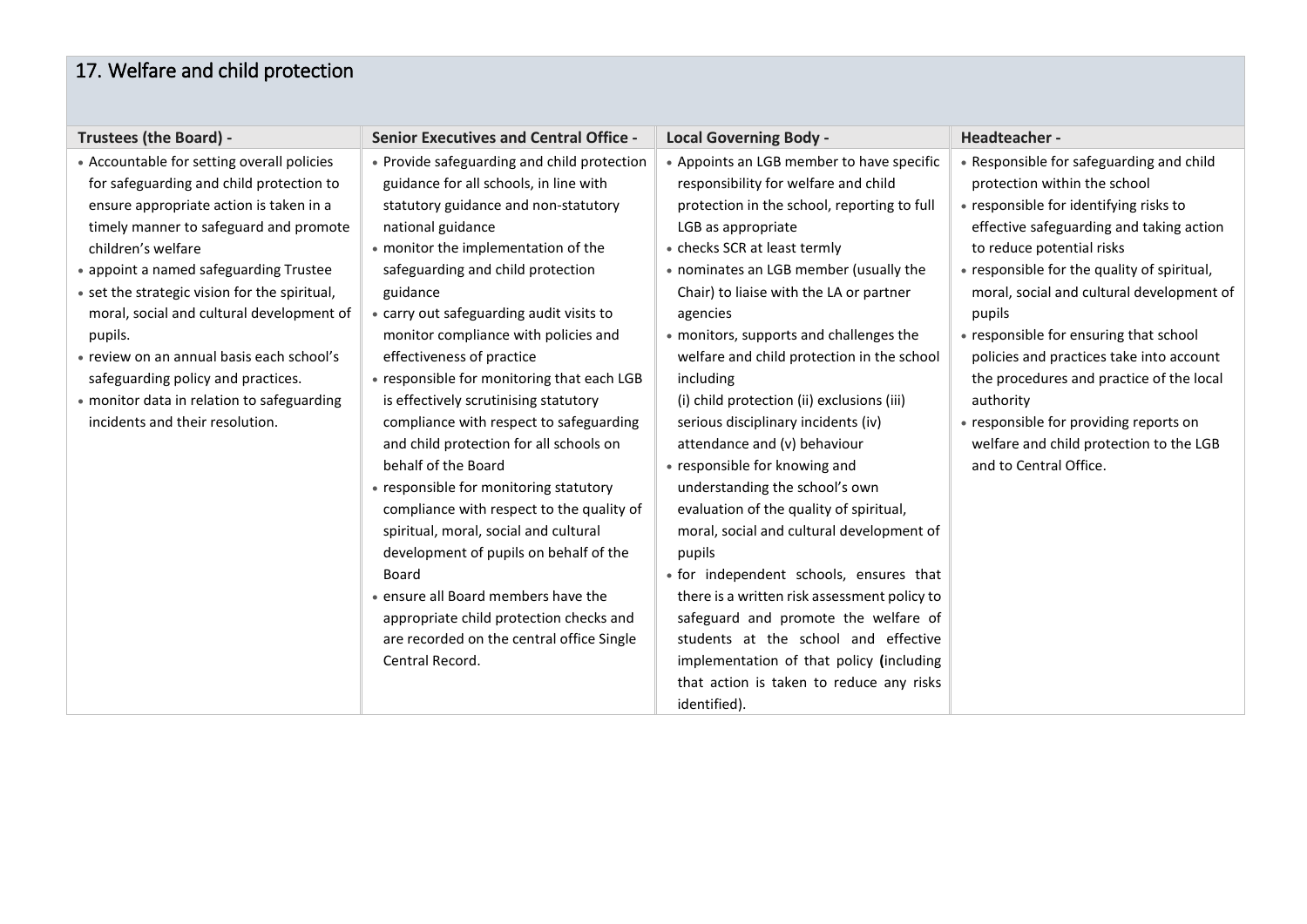## 17. Welfare and child protection

| Trustees (the Board) - | Senior Executives and Central Office - | Local Governing Body - | Headteacher - |
|---|---|---|---|
| • Accountable for setting overall policies for safeguarding and child protection to ensure appropriate action is taken in a timely manner to safeguard and promote children's welfare<br>• appoint a named safeguarding Trustee<br>• set the strategic vision for the spiritual, moral, social and cultural development of pupils.<br>• review on an annual basis each school's safeguarding policy and practices.<br>• monitor data in relation to safeguarding incidents and their resolution. | • Provide safeguarding and child protection guidance for all schools, in line with statutory guidance and non-statutory national guidance<br>• monitor the implementation of the safeguarding and child protection guidance<br>• carry out safeguarding audit visits to monitor compliance with policies and effectiveness of practice<br>• responsible for monitoring that each LGB is effectively scrutinising statutory compliance with respect to safeguarding and child protection for all schools on behalf of the Board<br>• responsible for monitoring statutory compliance with respect to the quality of spiritual, moral, social and cultural development of pupils on behalf of the Board<br>• ensure all Board members have the appropriate child protection checks and are recorded on the central office Single Central Record. | • Appoints an LGB member to have specific responsibility for welfare and child protection in the school, reporting to full LGB as appropriate<br>• checks SCR at least termly<br>• nominates an LGB member (usually the Chair) to liaise with the LA or partner agencies<br>• monitors, supports and challenges the welfare and child protection in the school including (i) child protection (ii) exclusions (iii) serious disciplinary incidents (iv) attendance and (v) behaviour<br>• responsible for knowing and understanding the school's own evaluation of the quality of spiritual, moral, social and cultural development of pupils<br>• for independent schools, ensures that there is a written risk assessment policy to safeguard and promote the welfare of students at the school and effective implementation of that policy **(**including that action is taken to reduce any risks identified). | • Responsible for safeguarding and child protection within the school<br>• responsible for identifying risks to effective safeguarding and taking action to reduce potential risks<br>• responsible for the quality of spiritual, moral, social and cultural development of pupils<br>• responsible for ensuring that school policies and practices take into account the procedures and practice of the local authority<br>• responsible for providing reports on welfare and child protection to the LGB and to Central Office. |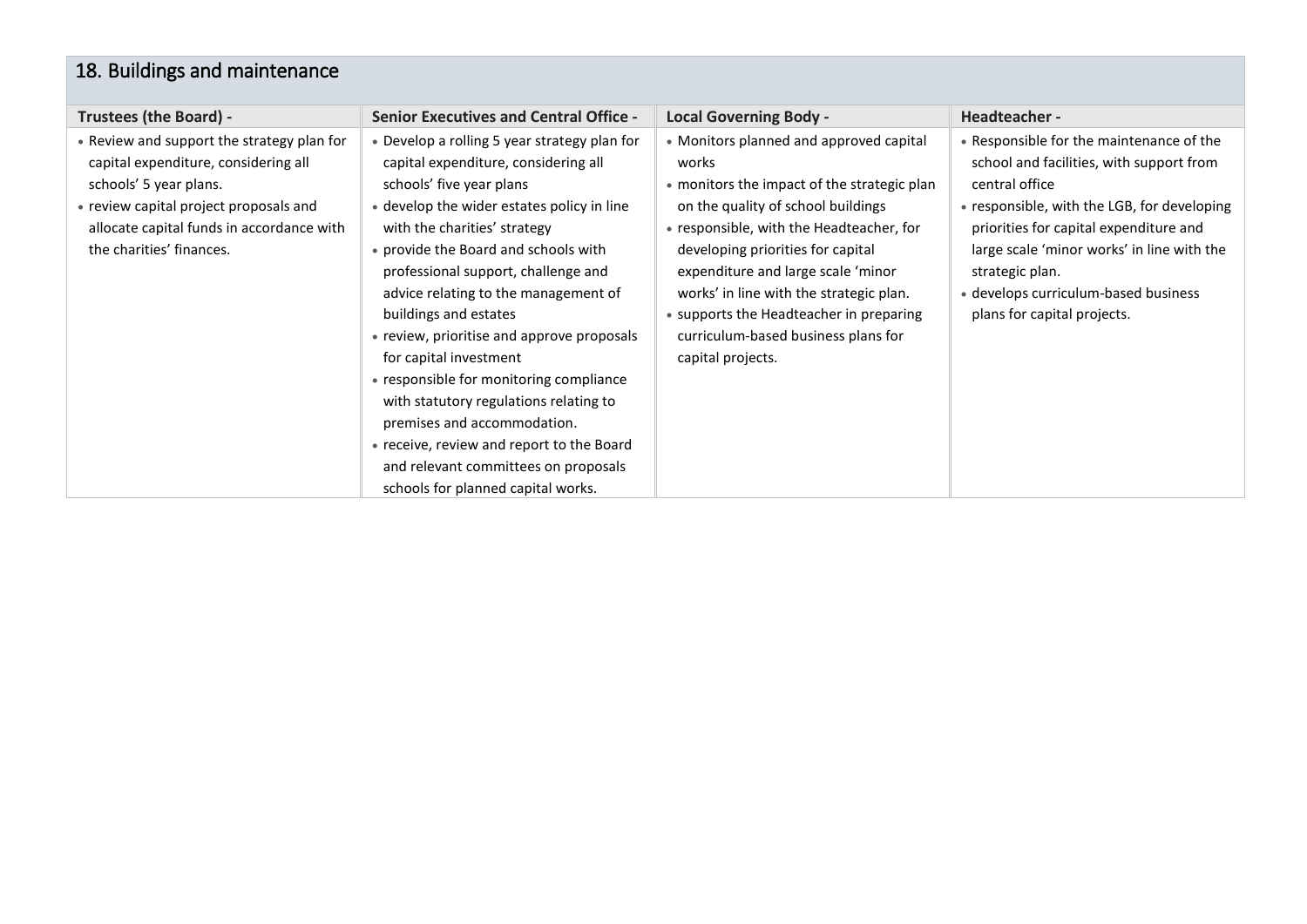## 18. Buildings and maintenance

| Trustees (the Board) - | Senior Executives and Central Office - | Local Governing Body - | Headteacher - |
|---|---|---|---|
| • Review and support the strategy plan for capital expenditure, considering all schools' 5 year plans.<br>• review capital project proposals and allocate capital funds in accordance with the charities' finances. | • Develop a rolling 5 year strategy plan for capital expenditure, considering all schools' five year plans<br>• develop the wider estates policy in line with the charities' strategy<br>• provide the Board and schools with professional support, challenge and advice relating to the management of buildings and estates<br>• review, prioritise and approve proposals for capital investment<br>• responsible for monitoring compliance with statutory regulations relating to premises and accommodation.<br>• receive, review and report to the Board and relevant committees on proposals schools for planned capital works. | • Monitors planned and approved capital works<br>• monitors the impact of the strategic plan on the quality of school buildings<br>• responsible, with the Headteacher, for developing priorities for capital expenditure and large scale 'minor works' in line with the strategic plan.<br>• supports the Headteacher in preparing curriculum-based business plans for capital projects. | • Responsible for the maintenance of the school and facilities, with support from central office<br>• responsible, with the LGB, for developing priorities for capital expenditure and large scale 'minor works' in line with the strategic plan.<br>• develops curriculum-based business plans for capital projects. |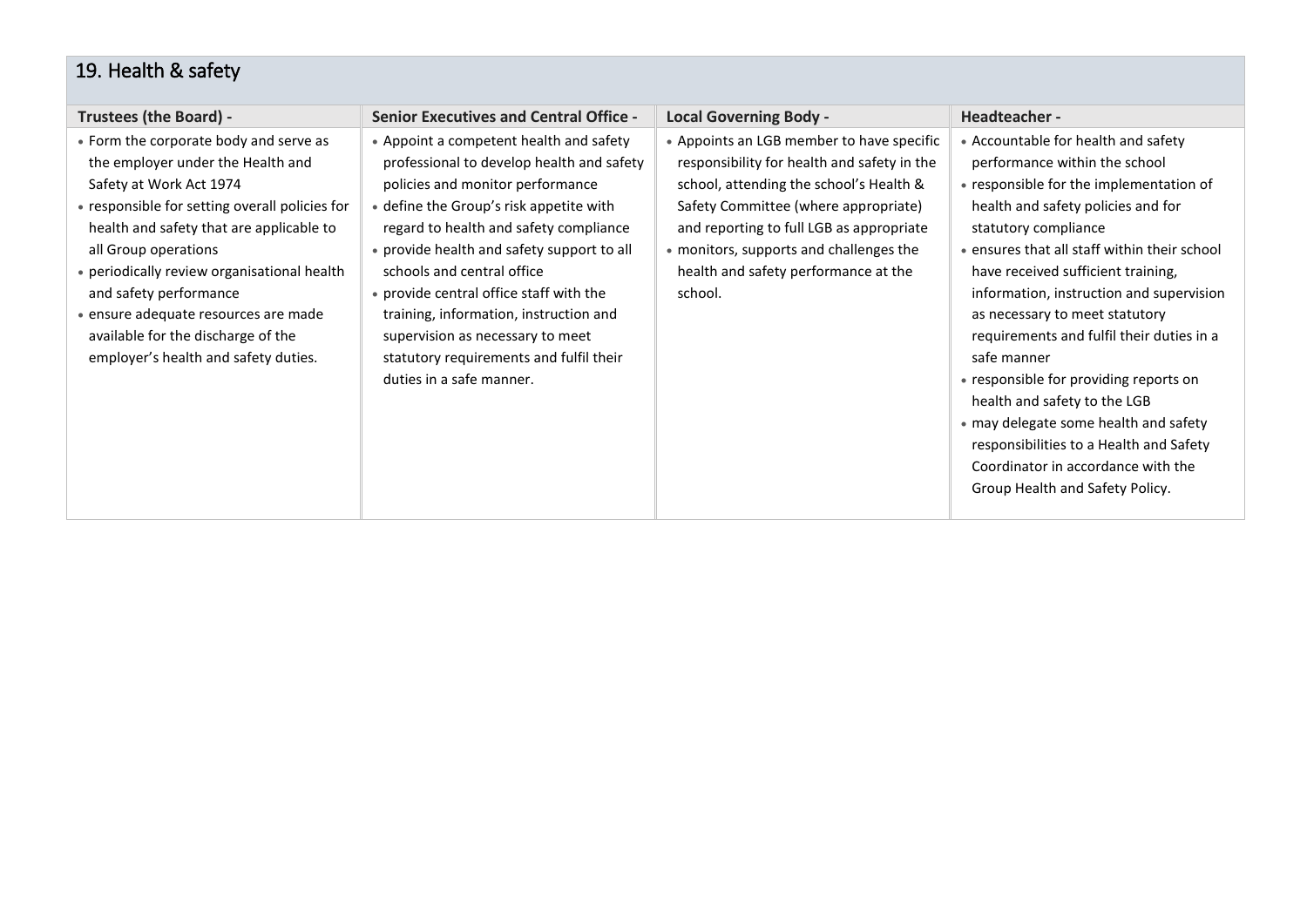## 19. Health & safety

| Trustees (the Board) - | Senior Executives and Central Office - | Local Governing Body - | Headteacher - |
|---|---|---|---|
| • Form the corporate body and serve as the employer under the Health and Safety at Work Act 1974<br>• responsible for setting overall policies for health and safety that are applicable to all Group operations<br>• periodically review organisational health and safety performance<br>• ensure adequate resources are made available for the discharge of the employer's health and safety duties. | • Appoint a competent health and safety professional to develop health and safety policies and monitor performance<br>• define the Group's risk appetite with regard to health and safety compliance<br>• provide health and safety support to all schools and central office<br>• provide central office staff with the training, information, instruction and supervision as necessary to meet statutory requirements and fulfil their duties in a safe manner. | • Appoints an LGB member to have specific responsibility for health and safety in the school, attending the school's Health & Safety Committee (where appropriate) and reporting to full LGB as appropriate<br>• monitors, supports and challenges the health and safety performance at the school. | • Accountable for health and safety performance within the school<br>• responsible for the implementation of health and safety policies and for statutory compliance<br>• ensures that all staff within their school have received sufficient training, information, instruction and supervision as necessary to meet statutory requirements and fulfil their duties in a safe manner<br>• responsible for providing reports on health and safety to the LGB<br>• may delegate some health and safety responsibilities to a Health and Safety Coordinator in accordance with the Group Health and Safety Policy. |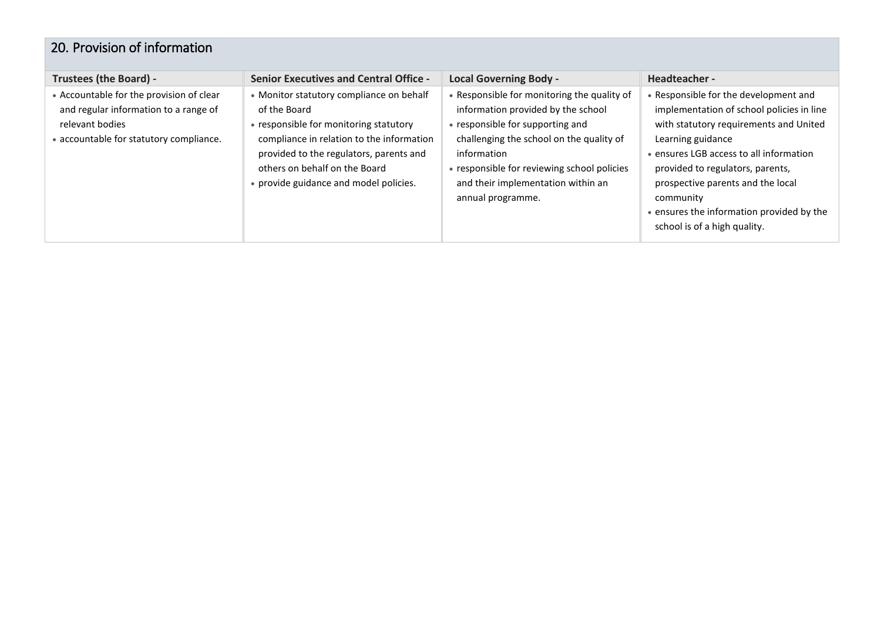## 20. Provision of information

| Trustees (the Board) - | Senior Executives and Central Office - | Local Governing Body - | Headteacher - |
|---|---|---|---|
| • Accountable for the provision of clear and regular information to a range of relevant bodies<br>• accountable for statutory compliance. | • Monitor statutory compliance on behalf of the Board<br>• responsible for monitoring statutory compliance in relation to the information provided to the regulators, parents and others on behalf on the Board<br>• provide guidance and model policies. | • Responsible for monitoring the quality of information provided by the school<br>• responsible for supporting and challenging the school on the quality of information<br>• responsible for reviewing school policies and their implementation within an annual programme. | • Responsible for the development and implementation of school policies in line with statutory requirements and United Learning guidance<br>• ensures LGB access to all information provided to regulators, parents, prospective parents and the local community<br>• ensures the information provided by the school is of a high quality. |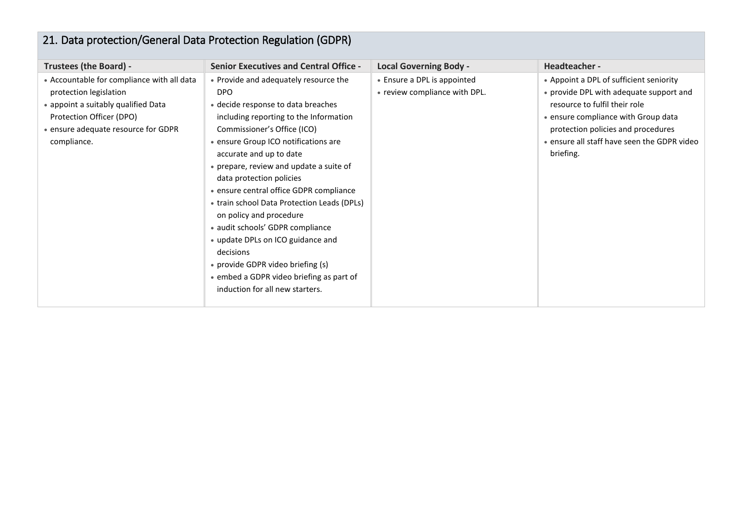## 21. Data protection/General Data Protection Regulation (GDPR)

| Trustees (the Board) - | Senior Executives and Central Office - | Local Governing Body - | Headteacher - |
|---|---|---|---|
| • Accountable for compliance with all data protection legislation<br>• appoint a suitably qualified Data Protection Officer (DPO)<br>• ensure adequate resource for GDPR compliance. | • Provide and adequately resource the DPO<br>• decide response to data breaches including reporting to the Information Commissioner's Office (ICO)<br>• ensure Group ICO notifications are accurate and up to date<br>• prepare, review and update a suite of data protection policies<br>• ensure central office GDPR compliance<br>• train school Data Protection Leads (DPLs) on policy and procedure<br>• audit schools' GDPR compliance<br>• update DPLs on ICO guidance and decisions<br>• provide GDPR video briefing (s)<br>• embed a GDPR video briefing as part of induction for all new starters. | • Ensure a DPL is appointed<br>• review compliance with DPL. | • Appoint a DPL of sufficient seniority<br>• provide DPL with adequate support and resource to fulfil their role<br>• ensure compliance with Group data protection policies and procedures<br>• ensure all staff have seen the GDPR video briefing. |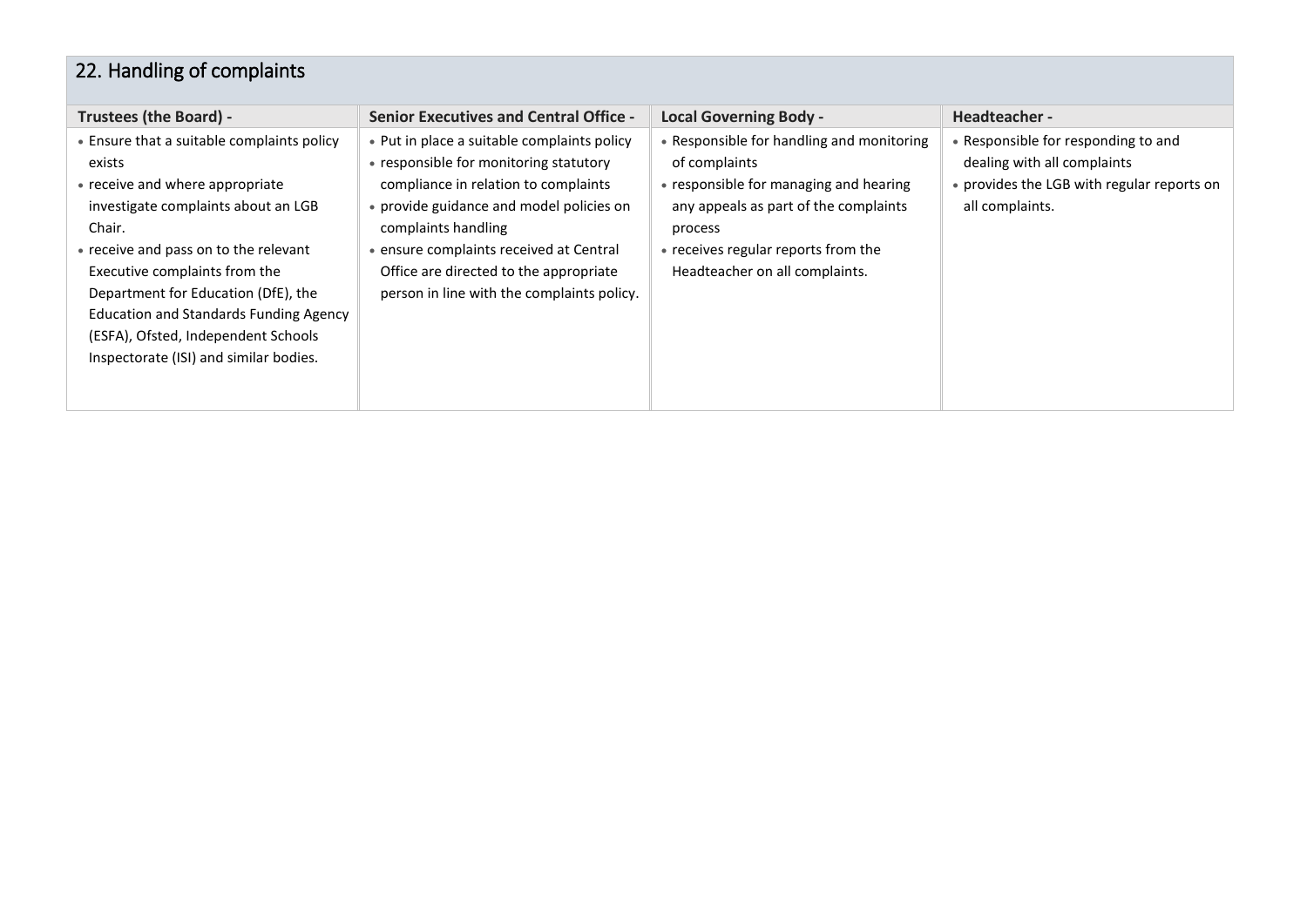## 22. Handling of complaints

| Trustees (the Board) - | Senior Executives and Central Office - | Local Governing Body - | Headteacher - |
|---|---|---|---|
| • Ensure that a suitable complaints policy exists<br>• receive and where appropriate investigate complaints about an LGB Chair.<br>• receive and pass on to the relevant Executive complaints from the Department for Education (DfE), the Education and Standards Funding Agency (ESFA), Ofsted, Independent Schools Inspectorate (ISI) and similar bodies. | • Put in place a suitable complaints policy<br>• responsible for monitoring statutory compliance in relation to complaints<br>• provide guidance and model policies on complaints handling<br>• ensure complaints received at Central Office are directed to the appropriate person in line with the complaints policy. | • Responsible for handling and monitoring of complaints<br>• responsible for managing and hearing any appeals as part of the complaints process<br>• receives regular reports from the Headteacher on all complaints. | • Responsible for responding to and dealing with all complaints<br>• provides the LGB with regular reports on all complaints. |